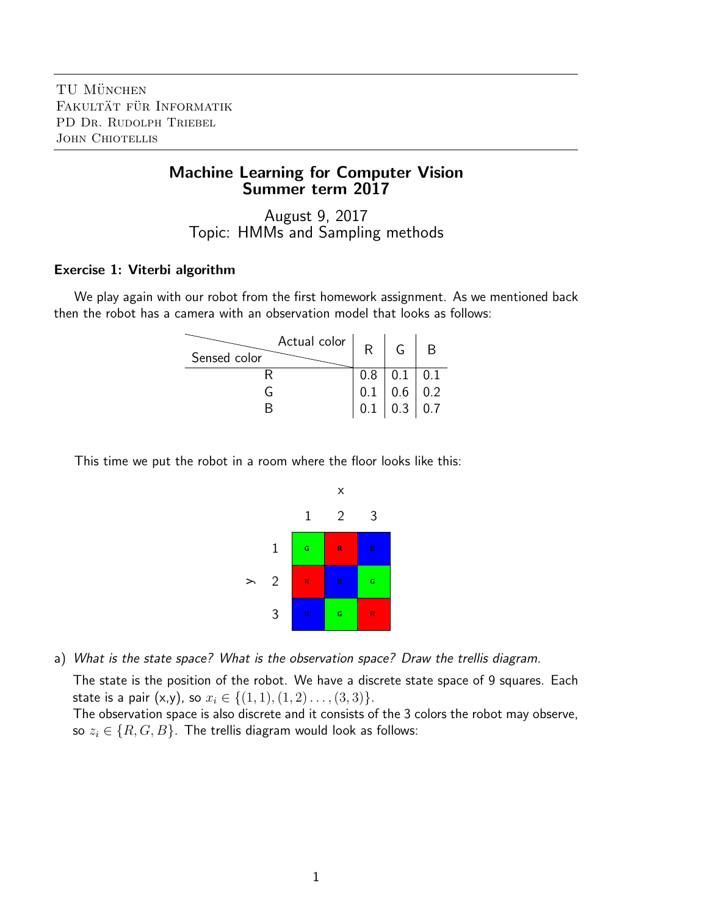TU München
Fakultät für Informatik
PD Dr. Rudolph Triebel
John Chiotellis

# Machine Learning for Computer Vision
## Summer term 2017

August 9, 2017
Topic: HMMs and Sampling methods

### Exercise 1: Viterbi algorithm

We play again with our robot from the first homework assignment. As we mentioned back then the robot has a camera with an observation model that looks as follows:

| Sensed color \ Actual color | R | G | B |
|---|---|---|---|
| R | 0.8 | 0.1 | 0.1 |
| G | 0.1 | 0.6 | 0.2 |
| B | 0.1 | 0.3 | 0.7 |

This time we put the robot in a room where the floor looks like this:

| y \ x | 1 | 2 | 3 |
|---|---|---|---|
| 1 | G | R | B |
| 2 | R | B | G |
| 3 | B | G | R |

a) *What is the state space? What is the observation space? Draw the trellis diagram.*

The state is the position of the robot. We have a discrete state space of 9 squares. Each state is a pair (x,y), so $x_i \in \{(1,1),(1,2)\ldots,(3,3)\}$.
The observation space is also discrete and it consists of the 3 colors the robot may observe, so $z_i \in \{R, G, B\}$. The trellis diagram would look as follows: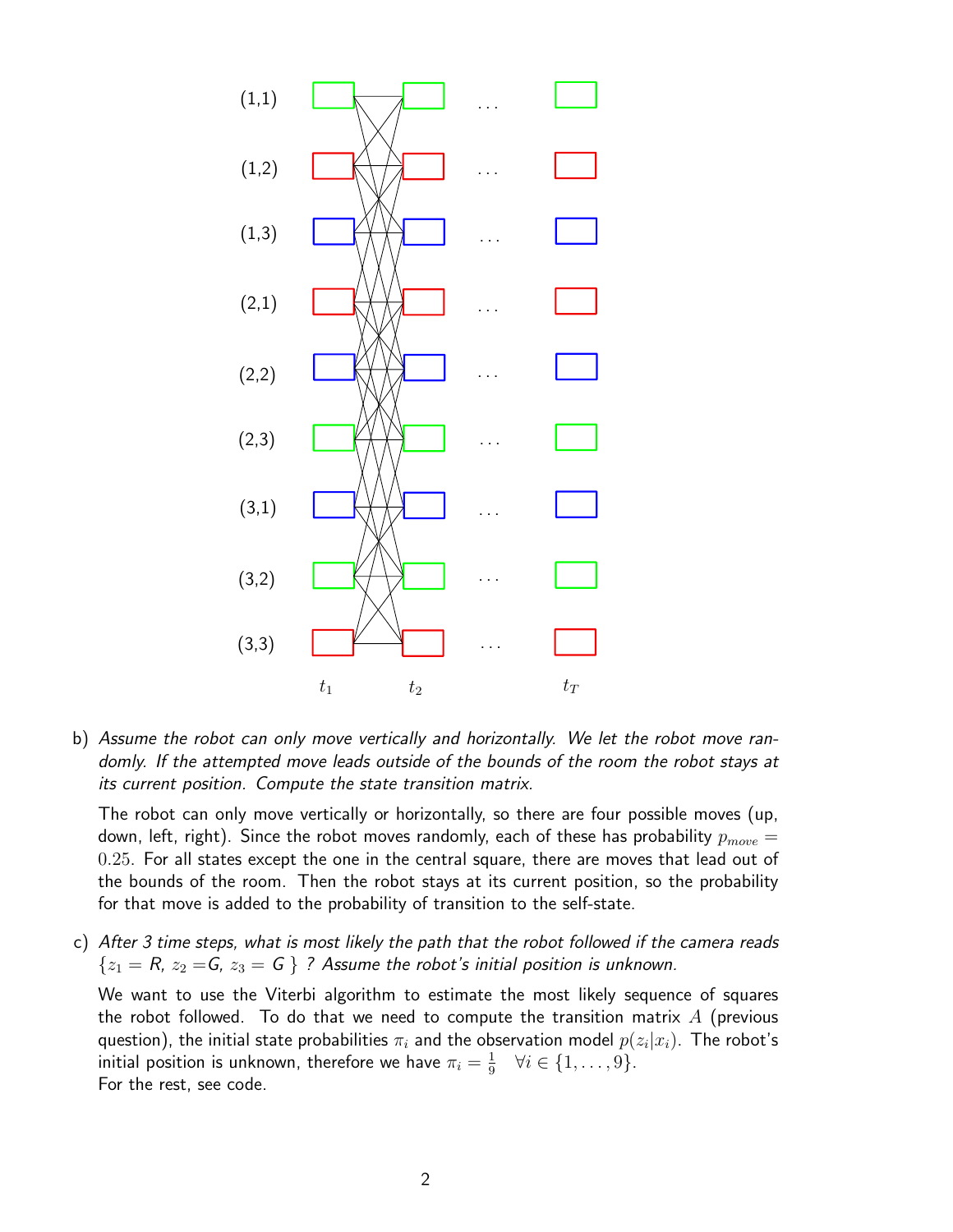b) *Assume the robot can only move vertically and horizontally. We let the robot move randomly. If the attempted move leads outside of the bounds of the room the robot stays at its current position. Compute the state transition matrix.*

   The robot can only move vertically or horizontally, so there are four possible moves (up, down, left, right). Since the robot moves randomly, each of these has probability $p_{move} = 0.25$. For all states except the one in the central square, there are moves that lead out of the bounds of the room. Then the robot stays at its current position, so the probability for that move is added to the probability of transition to the self-state.

c) *After 3 time steps, what is most likely the path that the robot followed if the camera reads $\{z_1 = R,\ z_2 = G,\ z_3 = G\}$ ? Assume the robot's initial position is unknown.*

   We want to use the Viterbi algorithm to estimate the most likely sequence of squares the robot followed. To do that we need to compute the transition matrix $A$ (previous question), the initial state probabilities $\pi_i$ and the observation model $p(z_i|x_i)$. The robot's initial position is unknown, therefore we have $\pi_i = \frac{1}{9} \quad \forall i \in \{1, \ldots, 9\}$.
   For the rest, see code.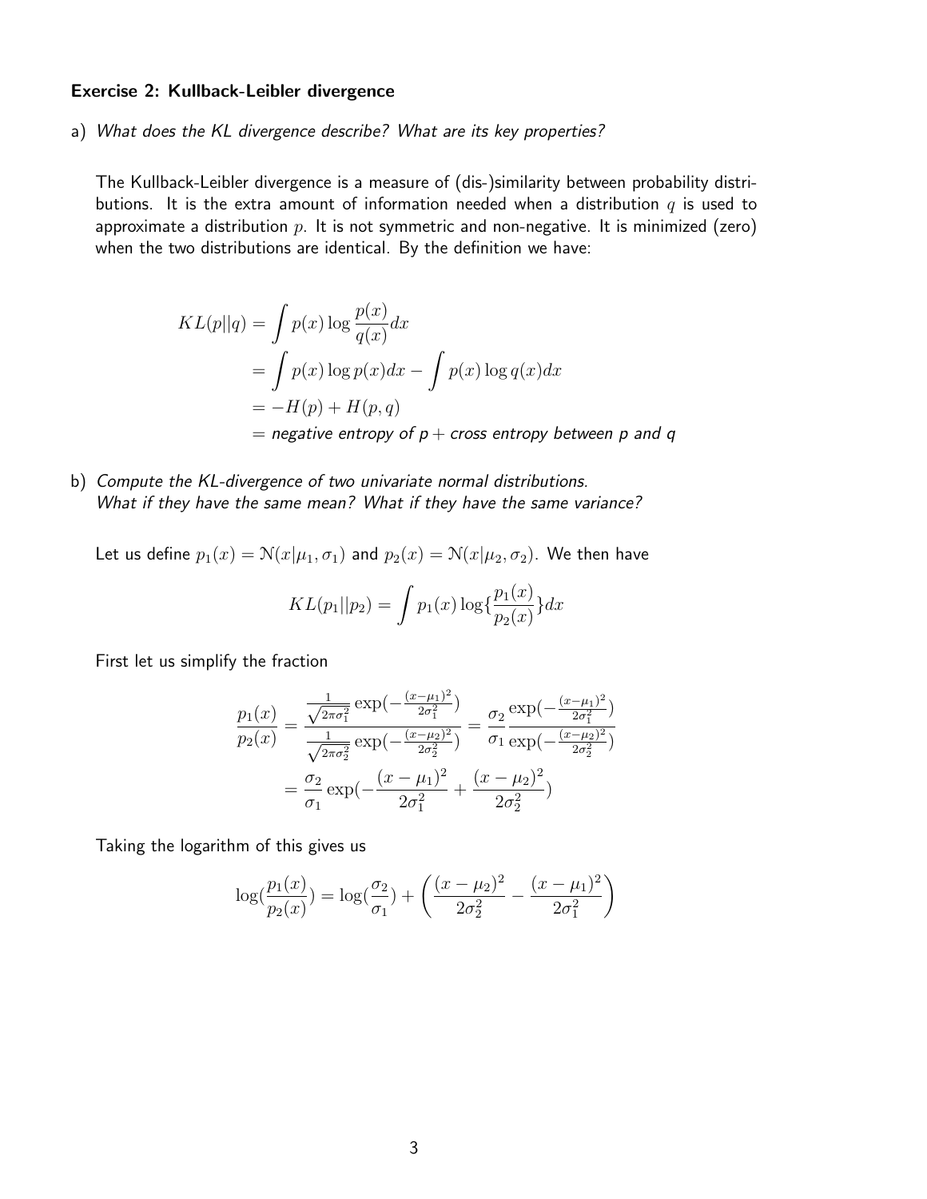### Exercise 2: Kullback-Leibler divergence

a) *What does the KL divergence describe? What are its key properties?*

The Kullback-Leibler divergence is a measure of (dis-)similarity between probability distributions. It is the extra amount of information needed when a distribution $q$ is used to approximate a distribution $p$. It is not symmetric and non-negative. It is minimized (zero) when the two distributions are identical. By the definition we have:

$$
\begin{aligned}
KL(p||q) &= \int p(x) \log \frac{p(x)}{q(x)} dx \\
&= \int p(x) \log p(x) dx - \int p(x) \log q(x) dx \\
&= -H(p) + H(p, q) \\
&= \textit{negative entropy of p} + \textit{cross entropy between p and q}
\end{aligned}
$$

b) *Compute the KL-divergence of two univariate normal distributions.*
*What if they have the same mean? What if they have the same variance?*

Let us define $p_1(x) = \mathcal{N}(x|\mu_1, \sigma_1)$ and $p_2(x) = \mathcal{N}(x|\mu_2, \sigma_2)$. We then have

$$
KL(p_1||p_2) = \int p_1(x) \log\{\frac{p_1(x)}{p_2(x)}\} dx
$$

First let us simplify the fraction

$$
\begin{aligned}
\frac{p_1(x)}{p_2(x)} &= \frac{\frac{1}{\sqrt{2\pi\sigma_1^2}} \exp(-\frac{(x-\mu_1)^2}{2\sigma_1^2})}{\frac{1}{\sqrt{2\pi\sigma_2^2}} \exp(-\frac{(x-\mu_2)^2}{2\sigma_2^2})} = \frac{\sigma_2}{\sigma_1} \frac{\exp(-\frac{(x-\mu_1)^2}{2\sigma_1^2})}{\exp(-\frac{(x-\mu_2)^2}{2\sigma_2^2})} \\
&= \frac{\sigma_2}{\sigma_1} \exp(-\frac{(x-\mu_1)^2}{2\sigma_1^2} + \frac{(x-\mu_2)^2}{2\sigma_2^2})
\end{aligned}
$$

Taking the logarithm of this gives us

$$
\log(\frac{p_1(x)}{p_2(x)}) = \log(\frac{\sigma_2}{\sigma_1}) + \left( \frac{(x-\mu_2)^2}{2\sigma_2^2} - \frac{(x-\mu_1)^2}{2\sigma_1^2} \right)
$$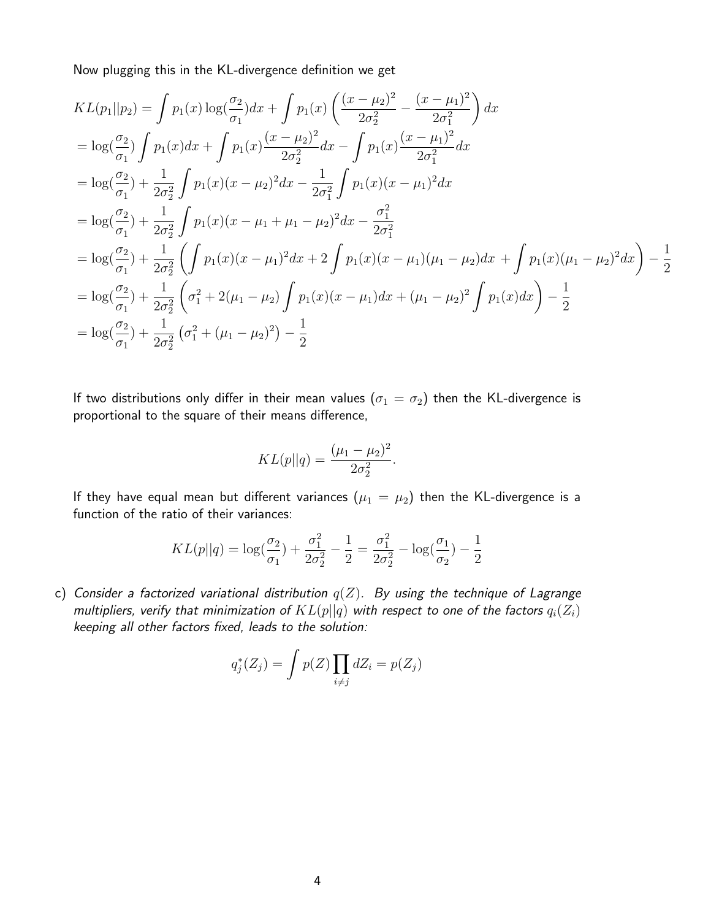Now plugging this in the KL-divergence definition we get

$$
\begin{aligned}
KL(p_1||p_2) &= \int p_1(x) \log(\frac{\sigma_2}{\sigma_1}) dx + \int p_1(x) \left( \frac{(x-\mu_2)^2}{2\sigma_2^2} - \frac{(x-\mu_1)^2}{2\sigma_1^2} \right) dx \\
&= \log(\frac{\sigma_2}{\sigma_1}) \int p_1(x) dx + \int p_1(x) \frac{(x-\mu_2)^2}{2\sigma_2^2} dx - \int p_1(x) \frac{(x-\mu_1)^2}{2\sigma_1^2} dx \\
&= \log(\frac{\sigma_2}{\sigma_1}) + \frac{1}{2\sigma_2^2} \int p_1(x)(x-\mu_2)^2 dx - \frac{1}{2\sigma_1^2} \int p_1(x)(x-\mu_1)^2 dx \\
&= \log(\frac{\sigma_2}{\sigma_1}) + \frac{1}{2\sigma_2^2} \int p_1(x)(x-\mu_1+\mu_1-\mu_2)^2 dx - \frac{\sigma_1^2}{2\sigma_1^2} \\
&= \log(\frac{\sigma_2}{\sigma_1}) + \frac{1}{2\sigma_2^2} \left( \int p_1(x)(x-\mu_1)^2 dx + 2\int p_1(x)(x-\mu_1)(\mu_1-\mu_2) dx + \int p_1(x)(\mu_1-\mu_2)^2 dx \right) - \frac{1}{2} \\
&= \log(\frac{\sigma_2}{\sigma_1}) + \frac{1}{2\sigma_2^2} \left( \sigma_1^2 + 2(\mu_1-\mu_2) \int p_1(x)(x-\mu_1) dx + (\mu_1-\mu_2)^2 \int p_1(x) dx \right) - \frac{1}{2} \\
&= \log(\frac{\sigma_2}{\sigma_1}) + \frac{1}{2\sigma_2^2} \left( \sigma_1^2 + (\mu_1-\mu_2)^2 \right) - \frac{1}{2}
\end{aligned}
$$

If two distributions only differ in their mean values ($\sigma_1 = \sigma_2$) then the KL-divergence is proportional to the square of their means difference,

$$KL(p||q) = \frac{(\mu_1-\mu_2)^2}{2\sigma_2^2}.$$

If they have equal mean but different variances ($\mu_1 = \mu_2$) then the KL-divergence is a function of the ratio of their variances:

$$KL(p||q) = \log(\frac{\sigma_2}{\sigma_1}) + \frac{\sigma_1^2}{2\sigma_2^2} - \frac{1}{2} = \frac{\sigma_1^2}{2\sigma_2^2} - \log(\frac{\sigma_1}{\sigma_2}) - \frac{1}{2}$$

c) *Consider a factorized variational distribution $q(Z)$. By using the technique of Lagrange multipliers, verify that minimization of $KL(p||q)$ with respect to one of the factors $q_i(Z_i)$ keeping all other factors fixed, leads to the solution:*

$$q_j^*(Z_j) = \int p(Z) \prod_{i \neq j} dZ_i = p(Z_j)$$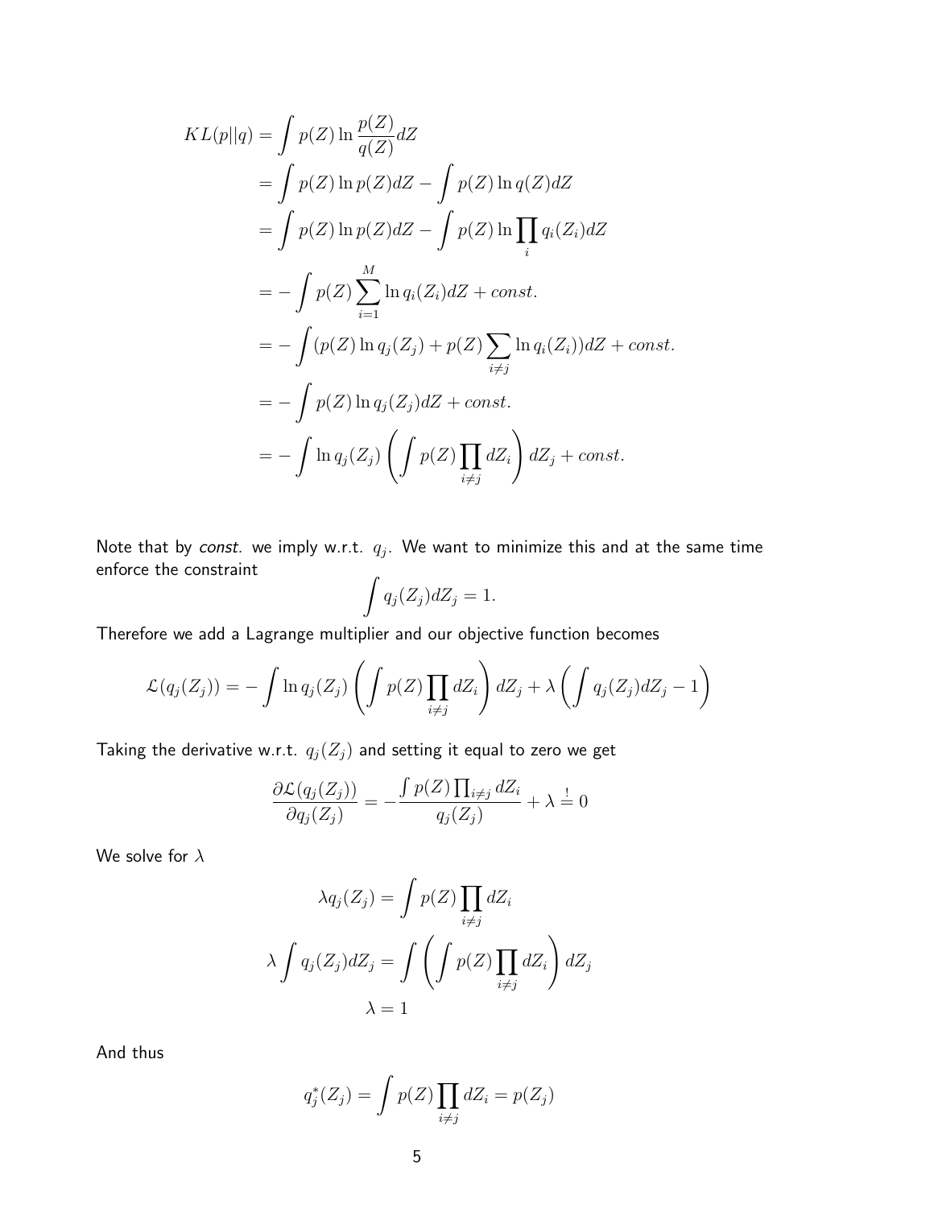$$
\begin{aligned}
KL(p||q) &= \int p(Z) \ln \frac{p(Z)}{q(Z)} dZ \\
&= \int p(Z) \ln p(Z) dZ - \int p(Z) \ln q(Z) dZ \\
&= \int p(Z) \ln p(Z) dZ - \int p(Z) \ln \prod_i q_i(Z_i) dZ \\
&= - \int p(Z) \sum_{i=1}^{M} \ln q_i(Z_i) dZ + const. \\
&= - \int (p(Z) \ln q_j(Z_j) + p(Z) \sum_{i \neq j} \ln q_i(Z_i)) dZ + const. \\
&= - \int p(Z) \ln q_j(Z_j) dZ + const. \\
&= - \int \ln q_j(Z_j) \left( \int p(Z) \prod_{i \neq j} dZ_i \right) dZ_j + const.
\end{aligned}
$$

Note that by *const.* we imply w.r.t. $q_j$. We want to minimize this and at the same time enforce the constraint

$$
\int q_j(Z_j) dZ_j = 1.
$$

Therefore we add a Lagrange multiplier and our objective function becomes

$$
\mathcal{L}(q_j(Z_j)) = - \int \ln q_j(Z_j) \left( \int p(Z) \prod_{i \neq j} dZ_i \right) dZ_j + \lambda \left( \int q_j(Z_j) dZ_j - 1 \right)
$$

Taking the derivative w.r.t. $q_j(Z_j)$ and setting it equal to zero we get

$$
\frac{\partial \mathcal{L}(q_j(Z_j))}{\partial q_j(Z_j)} = - \frac{\int p(Z) \prod_{i \neq j} dZ_i}{q_j(Z_j)} + \lambda \stackrel{!}{=} 0
$$

We solve for $\lambda$

$$
\begin{aligned}
\lambda q_j(Z_j) &= \int p(Z) \prod_{i \neq j} dZ_i \\
\lambda \int q_j(Z_j) dZ_j &= \int \left( \int p(Z) \prod_{i \neq j} dZ_i \right) dZ_j \\
\lambda &= 1
\end{aligned}
$$

And thus

$$
q_j^*(Z_j) = \int p(Z) \prod_{i \neq j} dZ_i = p(Z_j)
$$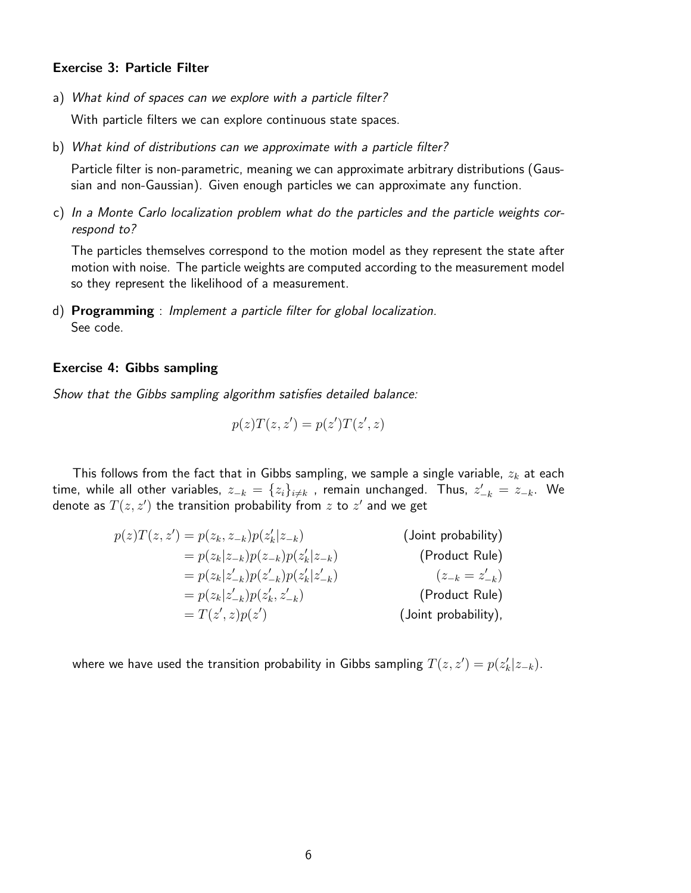### Exercise 3: Particle Filter

a) *What kind of spaces can we explore with a particle filter?*

With particle filters we can explore continuous state spaces.

b) *What kind of distributions can we approximate with a particle filter?*

Particle filter is non-parametric, meaning we can approximate arbitrary distributions (Gaussian and non-Gaussian). Given enough particles we can approximate any function.

c) *In a Monte Carlo localization problem what do the particles and the particle weights correspond to?*

The particles themselves correspond to the motion model as they represent the state after motion with noise. The particle weights are computed according to the measurement model so they represent the likelihood of a measurement.

d) **Programming** : *Implement a particle filter for global localization.*
See code.

### Exercise 4: Gibbs sampling

*Show that the Gibbs sampling algorithm satisfies detailed balance:*

$$p(z)T(z, z') = p(z')T(z', z)$$

This follows from the fact that in Gibbs sampling, we sample a single variable, $z_k$ at each time, while all other variables, $z_{-k} = \{z_i\}_{i \neq k}$ , remain unchanged. Thus, $z'_{-k} = z_{-k}$. We denote as $T(z, z')$ the transition probability from $z$ to $z'$ and we get

$$\begin{aligned}
p(z)T(z, z') &= p(z_k, z_{-k})p(z'_k|z_{-k}) && \text{(Joint probability)} \\
&= p(z_k|z_{-k})p(z_{-k})p(z'_k|z_{-k}) && \text{(Product Rule)} \\
&= p(z_k|z'_{-k})p(z'_{-k})p(z'_k|z'_{-k}) && (z_{-k} = z'_{-k}) \\
&= p(z_k|z'_{-k})p(z'_k, z'_{-k}) && \text{(Product Rule)} \\
&= T(z', z)p(z') && \text{(Joint probability)},
\end{aligned}$$

where we have used the transition probability in Gibbs sampling $T(z, z') = p(z'_k|z_{-k})$.